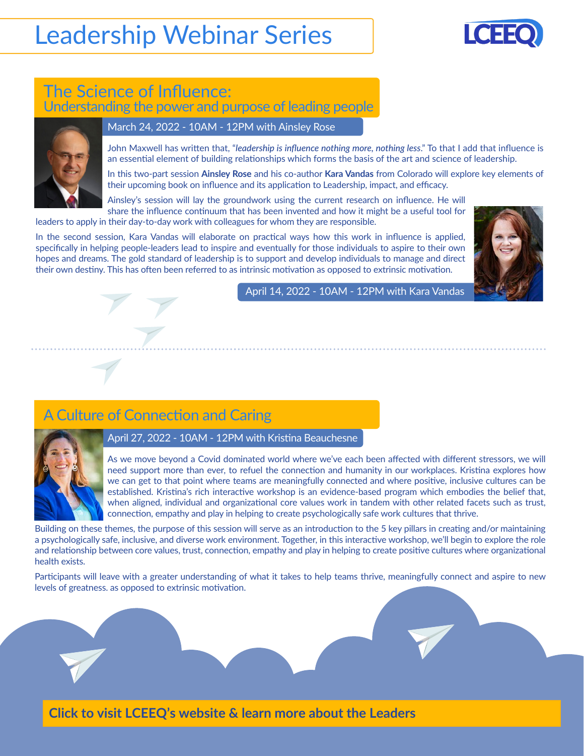# Leadership Webinar Series

LCEEQ

## The Science of Influence:
### Understanding the power and purpose of leading people

March 24, 2022 - 10AM - 12PM with Ainsley Rose

John Maxwell has written that, "*leadership is influence nothing more, nothing less*." To that I add that influence is an essential element of building relationships which forms the basis of the art and science of leadership.

In this two-part session **Ainsley Rose** and his co-author **Kara Vandas** from Colorado will explore key elements of their upcoming book on influence and its application to Leadership, impact, and efficacy.

Ainsley's session will lay the groundwork using the current research on influence. He will share the influence continuum that has been invented and how it might be a useful tool for leaders to apply in their day-to-day work with colleagues for whom they are responsible.

In the second session, Kara Vandas will elaborate on practical ways how this work in influence is applied, specifically in helping people-leaders lead to inspire and eventually for those individuals to aspire to their own hopes and dreams. The gold standard of leadership is to support and develop individuals to manage and direct their own destiny. This has often been referred to as intrinsic motivation as opposed to extrinsic motivation.

April 14, 2022 - 10AM - 12PM with Kara Vandas

## A Culture of Connection and Caring

April 27, 2022 - 10AM - 12PM with Kristina Beauchesne

As we move beyond a Covid dominated world where we've each been affected with different stressors, we will need support more than ever, to refuel the connection and humanity in our workplaces. Kristina explores how we can get to that point where teams are meaningfully connected and where positive, inclusive cultures can be established. Kristina's rich interactive workshop is an evidence-based program which embodies the belief that, when aligned, individual and organizational core values work in tandem with other related facets such as trust, connection, empathy and play in helping to create psychologically safe work cultures that thrive.

Building on these themes, the purpose of this session will serve as an introduction to the 5 key pillars in creating and/or maintaining a psychologically safe, inclusive, and diverse work environment. Together, in this interactive workshop, we'll begin to explore the role and relationship between core values, trust, connection, empathy and play in helping to create positive cultures where organizational health exists.

Participants will leave with a greater understanding of what it takes to help teams thrive, meaningfully connect and aspire to new levels of greatness. as opposed to extrinsic motivation.

**Click to visit LCEEQ's website & learn more about the Leaders**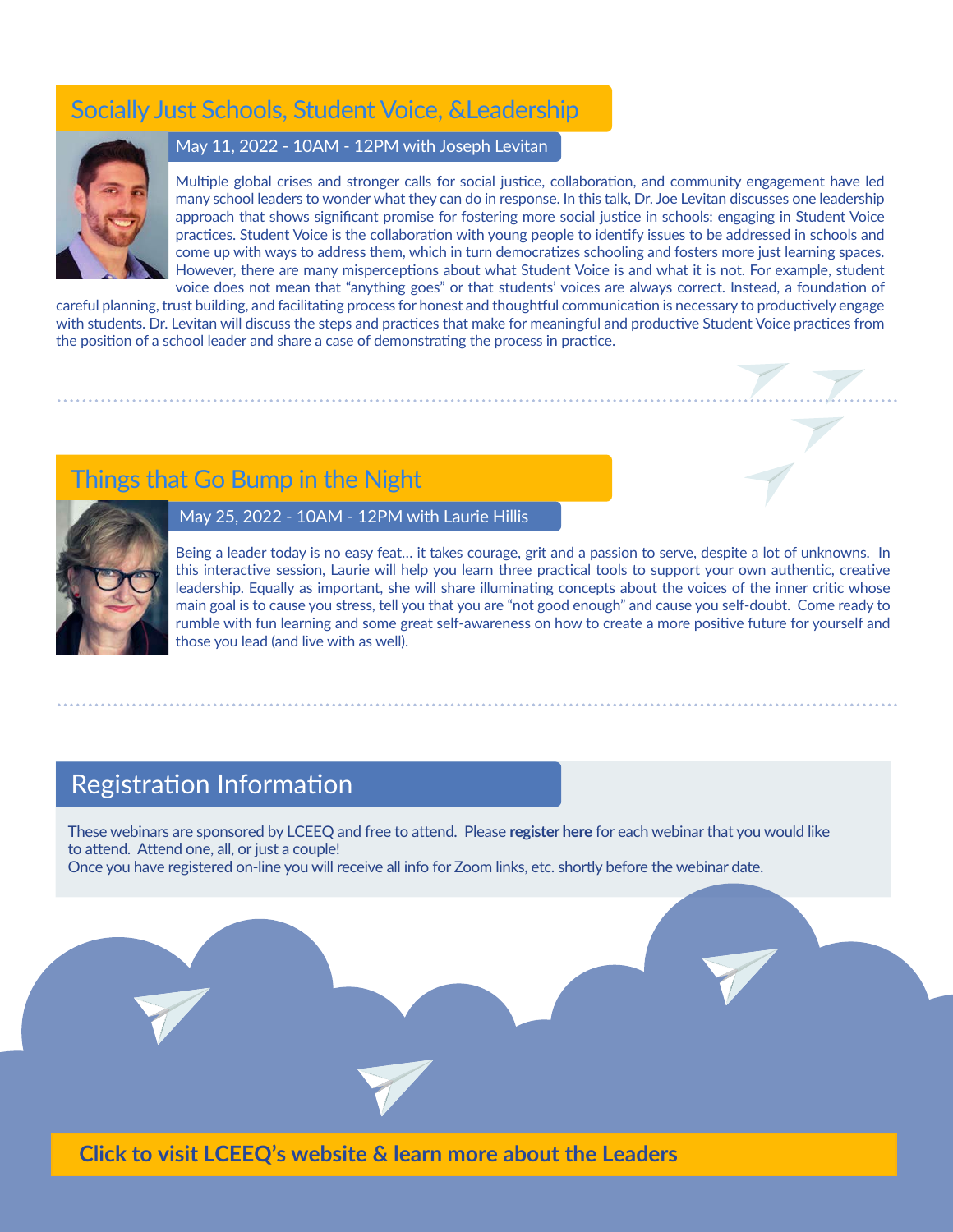## Socially Just Schools, Student Voice, &Leadership

May 11, 2022 - 10AM - 12PM with Joseph Levitan

Multiple global crises and stronger calls for social justice, collaboration, and community engagement have led many school leaders to wonder what they can do in response. In this talk, Dr. Joe Levitan discusses one leadership approach that shows significant promise for fostering more social justice in schools: engaging in Student Voice practices. Student Voice is the collaboration with young people to identify issues to be addressed in schools and come up with ways to address them, which in turn democratizes schooling and fosters more just learning spaces. However, there are many misperceptions about what Student Voice is and what it is not. For example, student voice does not mean that "anything goes" or that students' voices are always correct. Instead, a foundation of careful planning, trust building, and facilitating process for honest and thoughtful communication is necessary to productively engage with students. Dr. Levitan will discuss the steps and practices that make for meaningful and productive Student Voice practices from the position of a school leader and share a case of demonstrating the process in practice.

## Things that Go Bump in the Night

May 25, 2022 - 10AM - 12PM with Laurie Hillis

Being a leader today is no easy feat… it takes courage, grit and a passion to serve, despite a lot of unknowns. In this interactive session, Laurie will help you learn three practical tools to support your own authentic, creative leadership. Equally as important, she will share illuminating concepts about the voices of the inner critic whose main goal is to cause you stress, tell you that you are "not good enough" and cause you self-doubt. Come ready to rumble with fun learning and some great self-awareness on how to create a more positive future for yourself and those you lead (and live with as well).

## Registration Information

These webinars are sponsored by LCEEQ and free to attend. Please **register here** for each webinar that you would like to attend. Attend one, all, or just a couple!
Once you have registered on-line you will receive all info for Zoom links, etc. shortly before the webinar date.

**Click to visit LCEEQ's website & learn more about the Leaders**